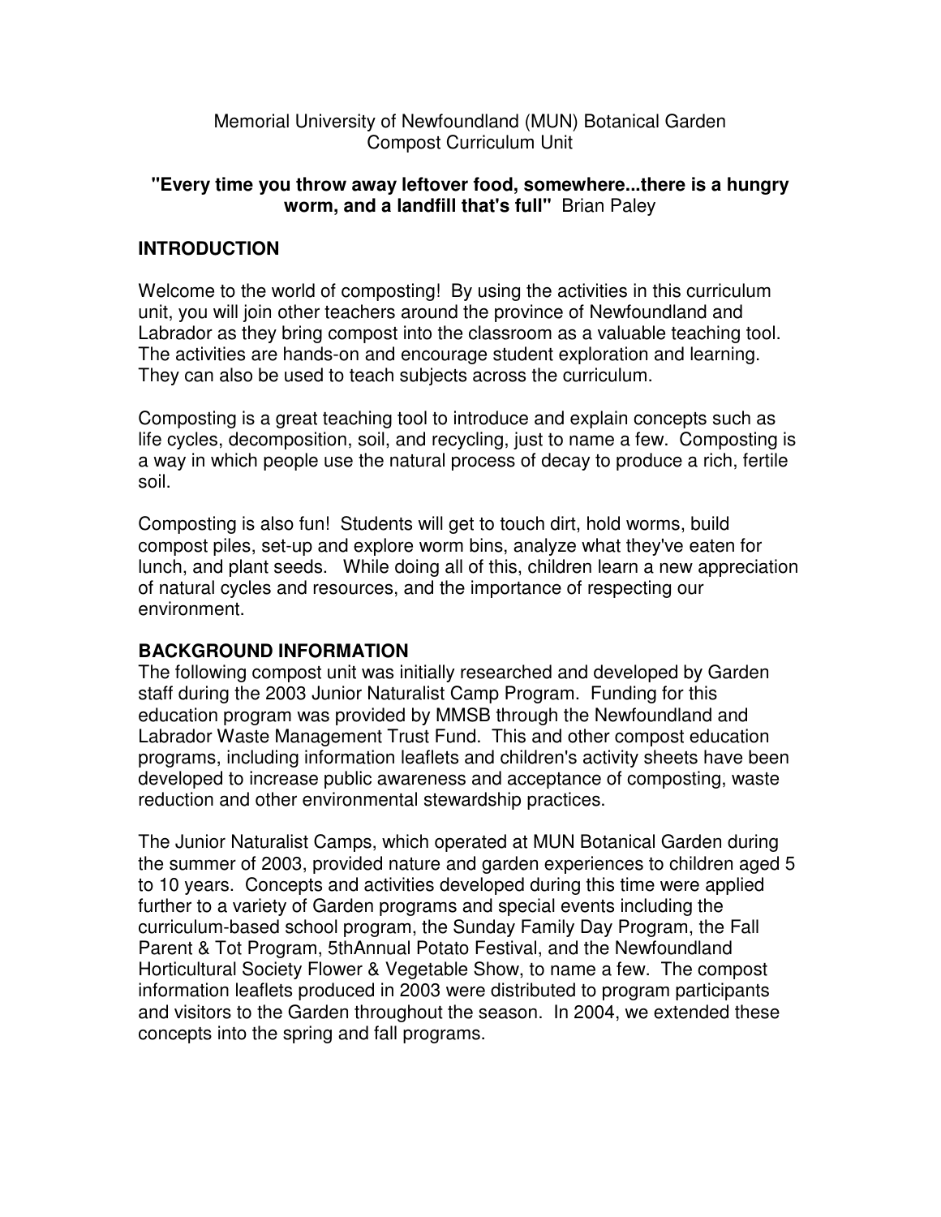Memorial University of Newfoundland (MUN) Botanical Garden
Compost Curriculum Unit

**"Every time you throw away leftover food, somewhere...there is a hungry worm, and a landfill that's full"** Brian Paley

## INTRODUCTION

Welcome to the world of composting! By using the activities in this curriculum unit, you will join other teachers around the province of Newfoundland and Labrador as they bring compost into the classroom as a valuable teaching tool. The activities are hands-on and encourage student exploration and learning. They can also be used to teach subjects across the curriculum.

Composting is a great teaching tool to introduce and explain concepts such as life cycles, decomposition, soil, and recycling, just to name a few. Composting is a way in which people use the natural process of decay to produce a rich, fertile soil.

Composting is also fun! Students will get to touch dirt, hold worms, build compost piles, set-up and explore worm bins, analyze what they've eaten for lunch, and plant seeds. While doing all of this, children learn a new appreciation of natural cycles and resources, and the importance of respecting our environment.

## BACKGROUND INFORMATION

The following compost unit was initially researched and developed by Garden staff during the 2003 Junior Naturalist Camp Program. Funding for this education program was provided by MMSB through the Newfoundland and Labrador Waste Management Trust Fund. This and other compost education programs, including information leaflets and children's activity sheets have been developed to increase public awareness and acceptance of composting, waste reduction and other environmental stewardship practices.

The Junior Naturalist Camps, which operated at MUN Botanical Garden during the summer of 2003, provided nature and garden experiences to children aged 5 to 10 years. Concepts and activities developed during this time were applied further to a variety of Garden programs and special events including the curriculum-based school program, the Sunday Family Day Program, the Fall Parent & Tot Program, 5thAnnual Potato Festival, and the Newfoundland Horticultural Society Flower & Vegetable Show, to name a few. The compost information leaflets produced in 2003 were distributed to program participants and visitors to the Garden throughout the season. In 2004, we extended these concepts into the spring and fall programs.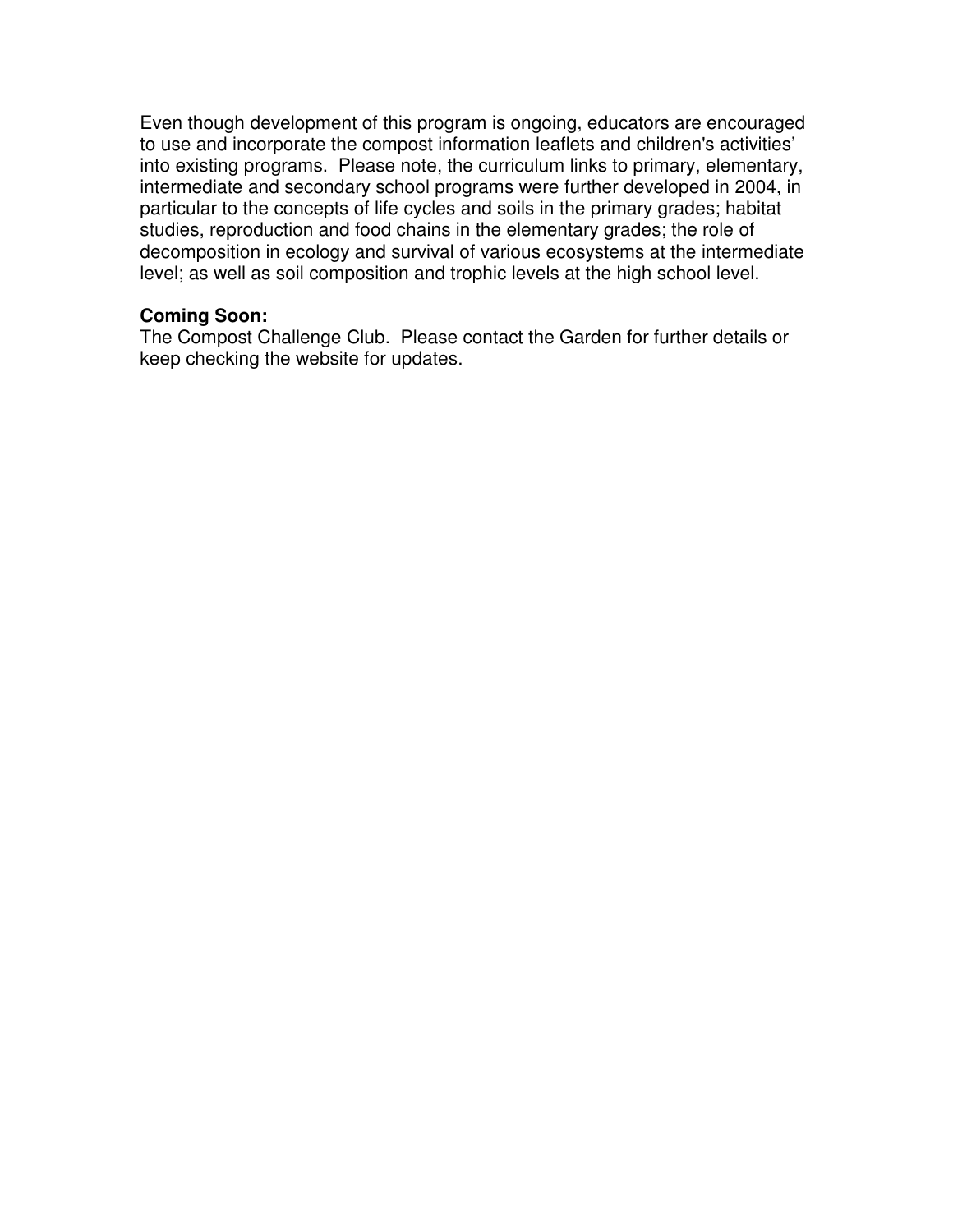Even though development of this program is ongoing, educators are encouraged to use and incorporate the compost information leaflets and children's activities' into existing programs. Please note, the curriculum links to primary, elementary, intermediate and secondary school programs were further developed in 2004, in particular to the concepts of life cycles and soils in the primary grades; habitat studies, reproduction and food chains in the elementary grades; the role of decomposition in ecology and survival of various ecosystems at the intermediate level; as well as soil composition and trophic levels at the high school level.

**Coming Soon:**
The Compost Challenge Club. Please contact the Garden for further details or keep checking the website for updates.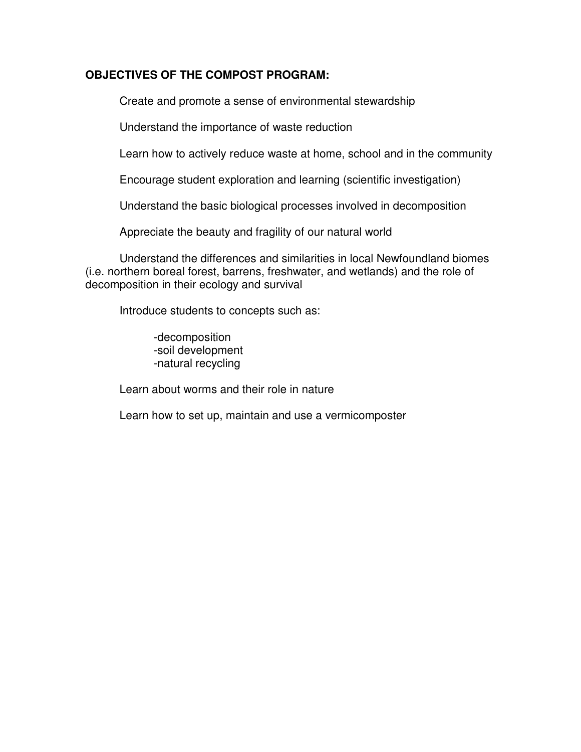**OBJECTIVES OF THE COMPOST PROGRAM:**

Create and promote a sense of environmental stewardship

Understand the importance of waste reduction

Learn how to actively reduce waste at home, school and in the community

Encourage student exploration and learning (scientific investigation)

Understand the basic biological processes involved in decomposition

Appreciate the beauty and fragility of our natural world

Understand the differences and similarities in local Newfoundland biomes (i.e. northern boreal forest, barrens, freshwater, and wetlands) and the role of decomposition in their ecology and survival

Introduce students to concepts such as:

-decomposition
-soil development
-natural recycling

Learn about worms and their role in nature

Learn how to set up, maintain and use a vermicomposter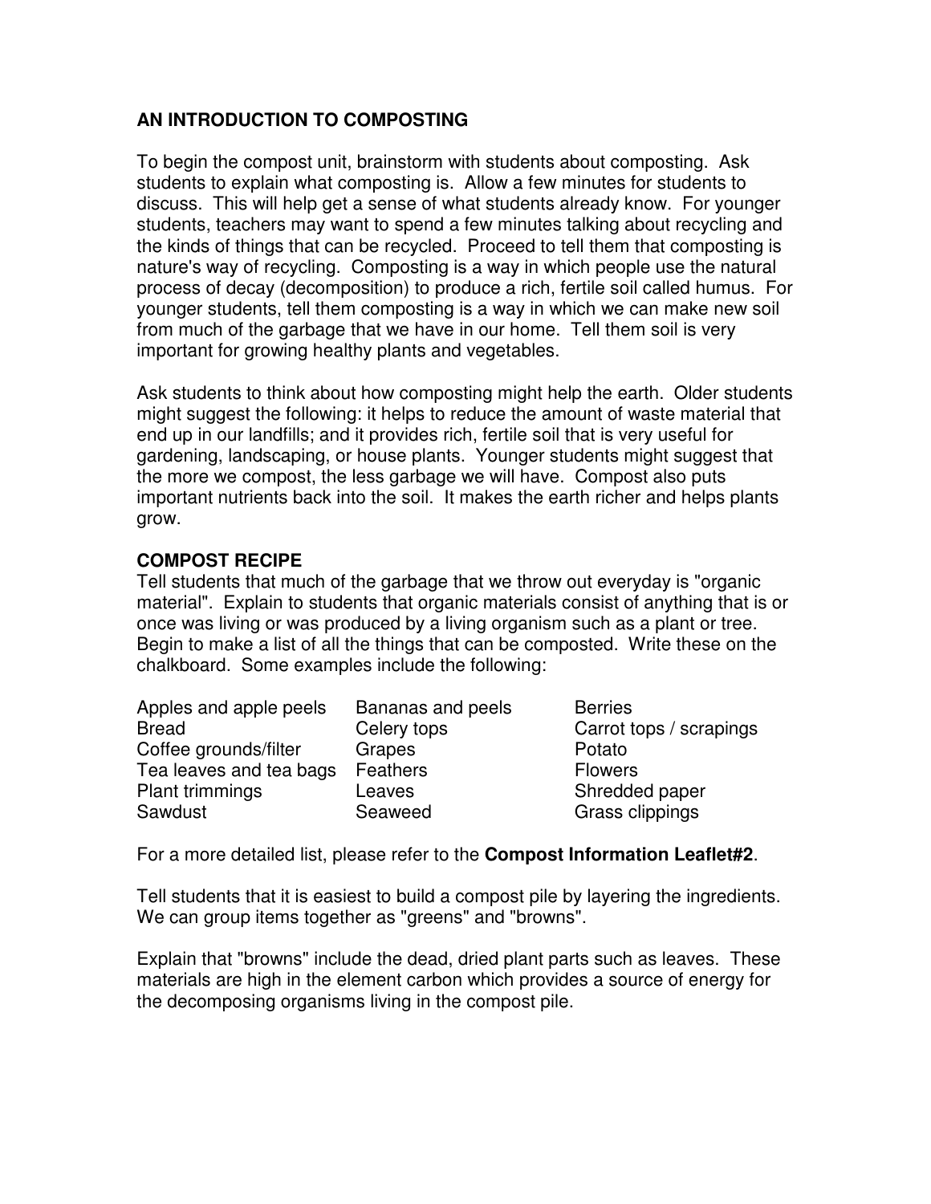## AN INTRODUCTION TO COMPOSTING

To begin the compost unit, brainstorm with students about composting. Ask students to explain what composting is. Allow a few minutes for students to discuss. This will help get a sense of what students already know. For younger students, teachers may want to spend a few minutes talking about recycling and the kinds of things that can be recycled. Proceed to tell them that composting is nature's way of recycling. Composting is a way in which people use the natural process of decay (decomposition) to produce a rich, fertile soil called humus. For younger students, tell them composting is a way in which we can make new soil from much of the garbage that we have in our home. Tell them soil is very important for growing healthy plants and vegetables.

Ask students to think about how composting might help the earth. Older students might suggest the following: it helps to reduce the amount of waste material that end up in our landfills; and it provides rich, fertile soil that is very useful for gardening, landscaping, or house plants. Younger students might suggest that the more we compost, the less garbage we will have. Compost also puts important nutrients back into the soil. It makes the earth richer and helps plants grow.

### COMPOST RECIPE

Tell students that much of the garbage that we throw out everyday is "organic material". Explain to students that organic materials consist of anything that is or once was living or was produced by a living organism such as a plant or tree. Begin to make a list of all the things that can be composted. Write these on the chalkboard. Some examples include the following:

| | | |
|---|---|---|
| Apples and apple peels | Bananas and peels | Berries |
| Bread | Celery tops | Carrot tops / scrapings |
| Coffee grounds/filter | Grapes | Potato |
| Tea leaves and tea bags | Feathers | Flowers |
| Plant trimmings | Leaves | Shredded paper |
| Sawdust | Seaweed | Grass clippings |

For a more detailed list, please refer to the **Compost Information Leaflet#2**.

Tell students that it is easiest to build a compost pile by layering the ingredients. We can group items together as "greens" and "browns".

Explain that "browns" include the dead, dried plant parts such as leaves. These materials are high in the element carbon which provides a source of energy for the decomposing organisms living in the compost pile.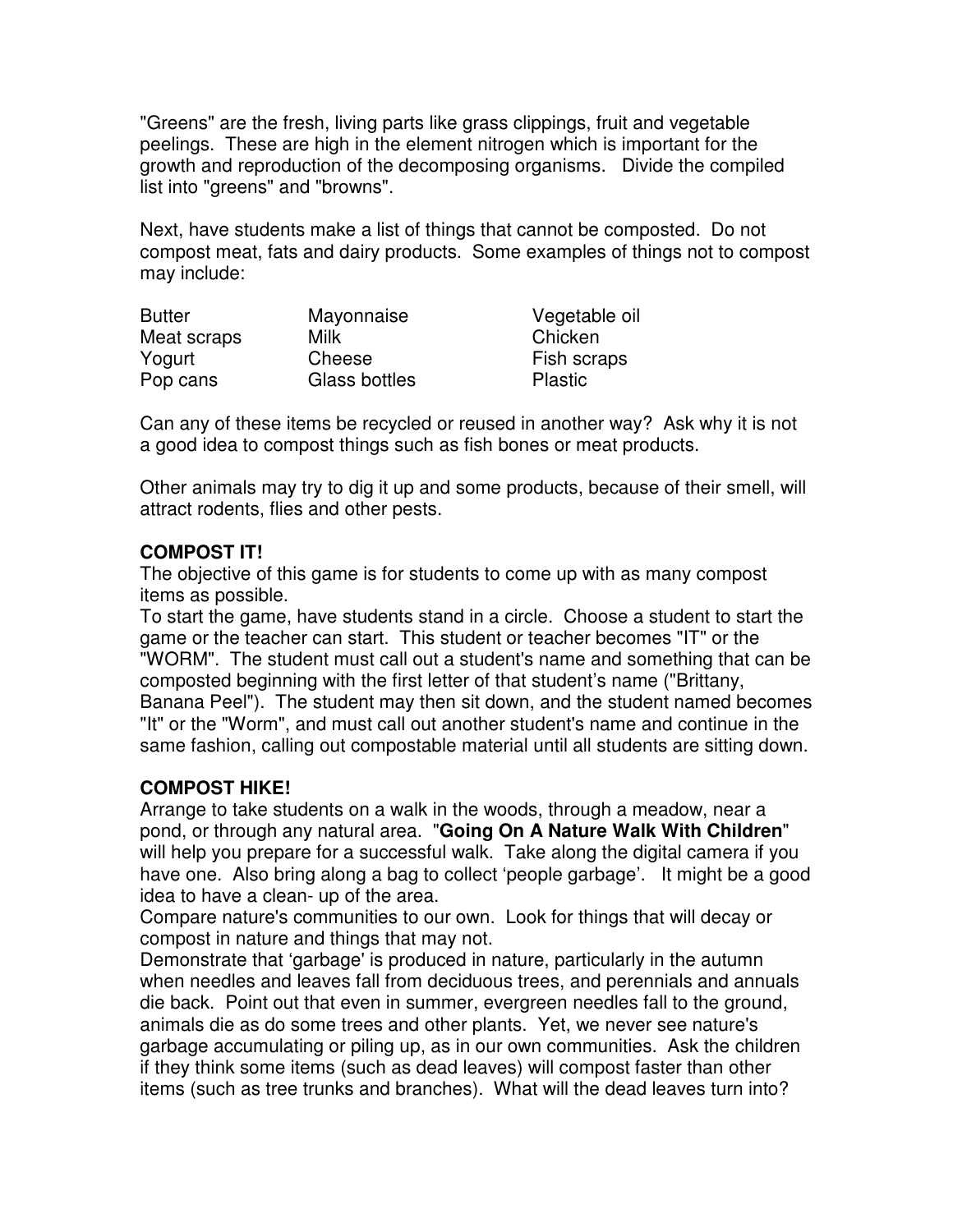"Greens" are the fresh, living parts like grass clippings, fruit and vegetable peelings. These are high in the element nitrogen which is important for the growth and reproduction of the decomposing organisms. Divide the compiled list into "greens" and "browns".

Next, have students make a list of things that cannot be composted. Do not compost meat, fats and dairy products. Some examples of things not to compost may include:

| | | |
|---|---|---|
| Butter | Mayonnaise | Vegetable oil |
| Meat scraps | Milk | Chicken |
| Yogurt | Cheese | Fish scraps |
| Pop cans | Glass bottles | Plastic |

Can any of these items be recycled or reused in another way? Ask why it is not a good idea to compost things such as fish bones or meat products.

Other animals may try to dig it up and some products, because of their smell, will attract rodents, flies and other pests.

**COMPOST IT!**

The objective of this game is for students to come up with as many compost items as possible.

To start the game, have students stand in a circle. Choose a student to start the game or the teacher can start. This student or teacher becomes "IT" or the "WORM". The student must call out a student's name and something that can be composted beginning with the first letter of that student's name ("Brittany, Banana Peel"). The student may then sit down, and the student named becomes "It" or the "Worm", and must call out another student's name and continue in the same fashion, calling out compostable material until all students are sitting down.

**COMPOST HIKE!**

Arrange to take students on a walk in the woods, through a meadow, near a pond, or through any natural area. "**Going On A Nature Walk With Children**" will help you prepare for a successful walk. Take along the digital camera if you have one. Also bring along a bag to collect 'people garbage'. It might be a good idea to have a clean- up of the area.

Compare nature's communities to our own. Look for things that will decay or compost in nature and things that may not.

Demonstrate that 'garbage' is produced in nature, particularly in the autumn when needles and leaves fall from deciduous trees, and perennials and annuals die back. Point out that even in summer, evergreen needles fall to the ground, animals die as do some trees and other plants. Yet, we never see nature's garbage accumulating or piling up, as in our own communities. Ask the children if they think some items (such as dead leaves) will compost faster than other items (such as tree trunks and branches). What will the dead leaves turn into?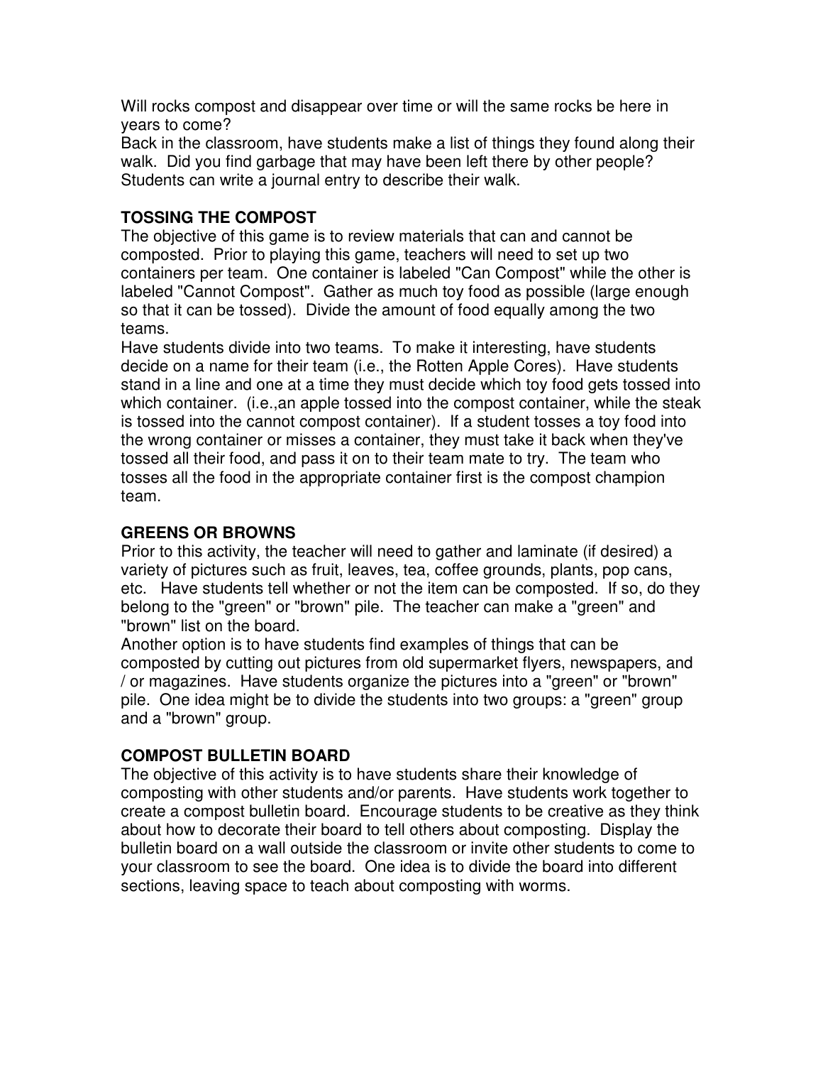Will rocks compost and disappear over time or will the same rocks be here in years to come?

Back in the classroom, have students make a list of things they found along their walk. Did you find garbage that may have been left there by other people? Students can write a journal entry to describe their walk.

### TOSSING THE COMPOST

The objective of this game is to review materials that can and cannot be composted. Prior to playing this game, teachers will need to set up two containers per team. One container is labeled "Can Compost" while the other is labeled "Cannot Compost". Gather as much toy food as possible (large enough so that it can be tossed). Divide the amount of food equally among the two teams.

Have students divide into two teams. To make it interesting, have students decide on a name for their team (i.e., the Rotten Apple Cores). Have students stand in a line and one at a time they must decide which toy food gets tossed into which container. (i.e.,an apple tossed into the compost container, while the steak is tossed into the cannot compost container). If a student tosses a toy food into the wrong container or misses a container, they must take it back when they've tossed all their food, and pass it on to their team mate to try. The team who tosses all the food in the appropriate container first is the compost champion team.

### GREENS OR BROWNS

Prior to this activity, the teacher will need to gather and laminate (if desired) a variety of pictures such as fruit, leaves, tea, coffee grounds, plants, pop cans, etc. Have students tell whether or not the item can be composted. If so, do they belong to the "green" or "brown" pile. The teacher can make a "green" and "brown" list on the board.

Another option is to have students find examples of things that can be composted by cutting out pictures from old supermarket flyers, newspapers, and / or magazines. Have students organize the pictures into a "green" or "brown" pile. One idea might be to divide the students into two groups: a "green" group and a "brown" group.

### COMPOST BULLETIN BOARD

The objective of this activity is to have students share their knowledge of composting with other students and/or parents. Have students work together to create a compost bulletin board. Encourage students to be creative as they think about how to decorate their board to tell others about composting. Display the bulletin board on a wall outside the classroom or invite other students to come to your classroom to see the board. One idea is to divide the board into different sections, leaving space to teach about composting with worms.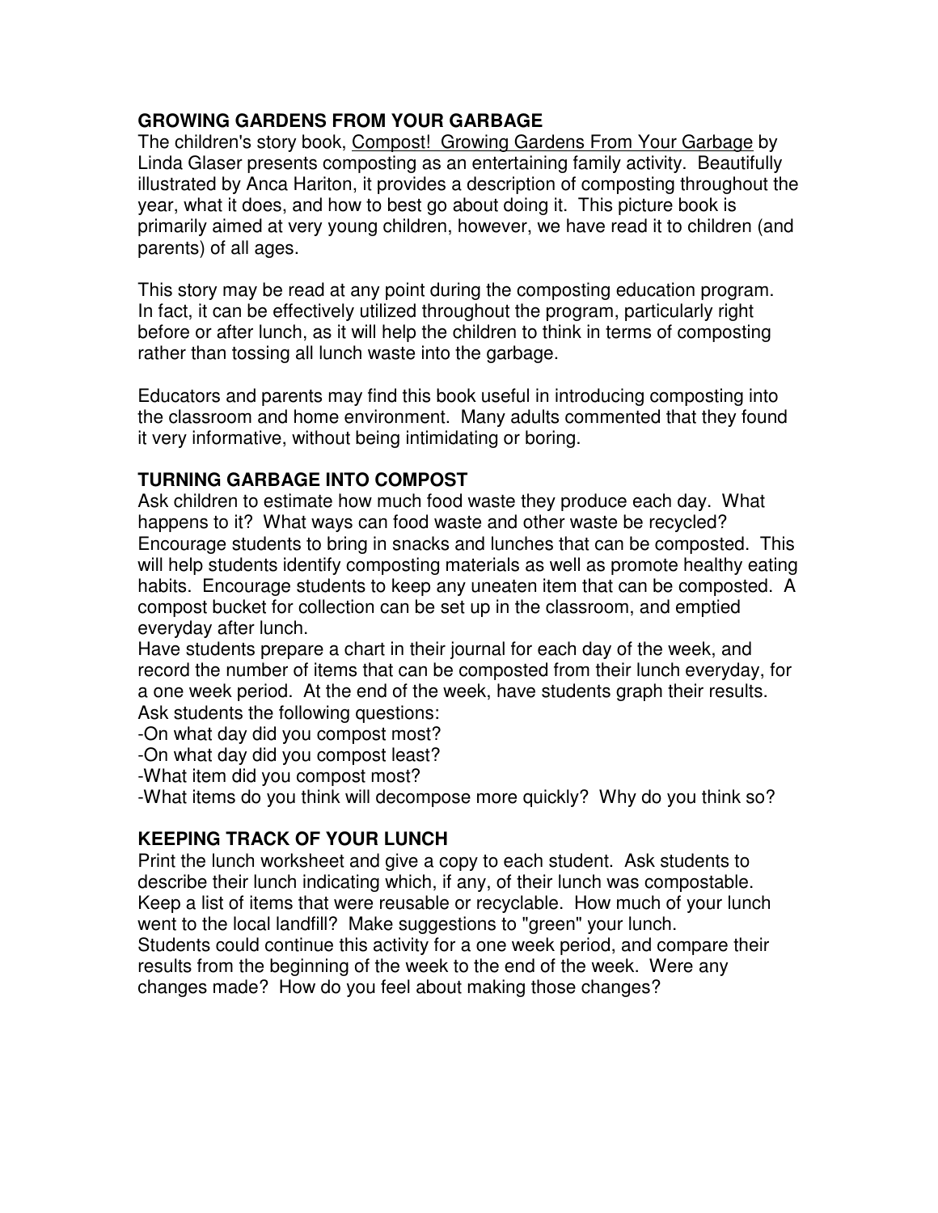## GROWING GARDENS FROM YOUR GARBAGE

The children's story book, <u>Compost! Growing Gardens From Your Garbage</u> by Linda Glaser presents composting as an entertaining family activity. Beautifully illustrated by Anca Hariton, it provides a description of composting throughout the year, what it does, and how to best go about doing it. This picture book is primarily aimed at very young children, however, we have read it to children (and parents) of all ages.

This story may be read at any point during the composting education program. In fact, it can be effectively utilized throughout the program, particularly right before or after lunch, as it will help the children to think in terms of composting rather than tossing all lunch waste into the garbage.

Educators and parents may find this book useful in introducing composting into the classroom and home environment. Many adults commented that they found it very informative, without being intimidating or boring.

## TURNING GARBAGE INTO COMPOST

Ask children to estimate how much food waste they produce each day. What happens to it? What ways can food waste and other waste be recycled? Encourage students to bring in snacks and lunches that can be composted. This will help students identify composting materials as well as promote healthy eating habits. Encourage students to keep any uneaten item that can be composted. A compost bucket for collection can be set up in the classroom, and emptied everyday after lunch.

Have students prepare a chart in their journal for each day of the week, and record the number of items that can be composted from their lunch everyday, for a one week period. At the end of the week, have students graph their results. Ask students the following questions:

- On what day did you compost most?
- On what day did you compost least?
- What item did you compost most?
- What items do you think will decompose more quickly? Why do you think so?

## KEEPING TRACK OF YOUR LUNCH

Print the lunch worksheet and give a copy to each student. Ask students to describe their lunch indicating which, if any, of their lunch was compostable. Keep a list of items that were reusable or recyclable. How much of your lunch went to the local landfill? Make suggestions to "green" your lunch.

Students could continue this activity for a one week period, and compare their results from the beginning of the week to the end of the week. Were any changes made? How do you feel about making those changes?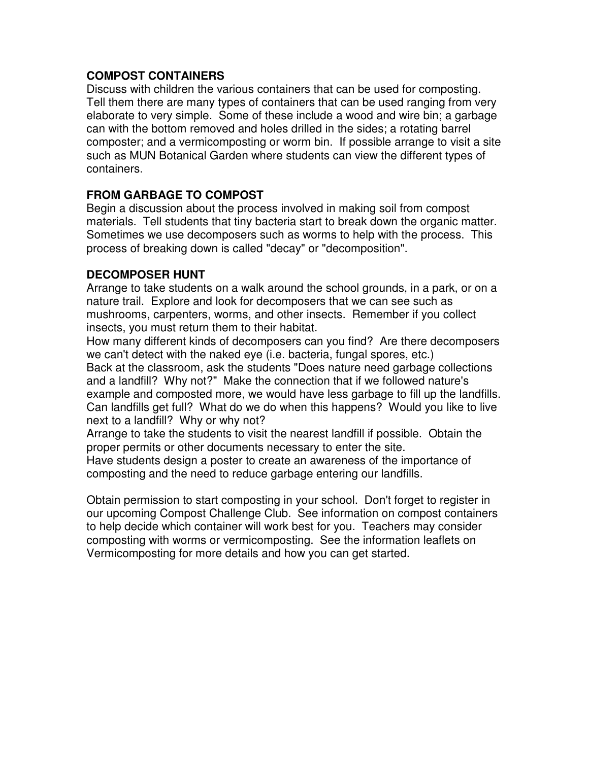### COMPOST CONTAINERS

Discuss with children the various containers that can be used for composting. Tell them there are many types of containers that can be used ranging from very elaborate to very simple. Some of these include a wood and wire bin; a garbage can with the bottom removed and holes drilled in the sides; a rotating barrel composter; and a vermicomposting or worm bin. If possible arrange to visit a site such as MUN Botanical Garden where students can view the different types of containers.

### FROM GARBAGE TO COMPOST

Begin a discussion about the process involved in making soil from compost materials. Tell students that tiny bacteria start to break down the organic matter. Sometimes we use decomposers such as worms to help with the process. This process of breaking down is called "decay" or "decomposition".

### DECOMPOSER HUNT

Arrange to take students on a walk around the school grounds, in a park, or on a nature trail. Explore and look for decomposers that we can see such as mushrooms, carpenters, worms, and other insects. Remember if you collect insects, you must return them to their habitat.

How many different kinds of decomposers can you find? Are there decomposers we can't detect with the naked eye (i.e. bacteria, fungal spores, etc.)

Back at the classroom, ask the students "Does nature need garbage collections and a landfill? Why not?" Make the connection that if we followed nature's example and composted more, we would have less garbage to fill up the landfills. Can landfills get full? What do we do when this happens? Would you like to live next to a landfill? Why or why not?

Arrange to take the students to visit the nearest landfill if possible. Obtain the proper permits or other documents necessary to enter the site.

Have students design a poster to create an awareness of the importance of composting and the need to reduce garbage entering our landfills.

Obtain permission to start composting in your school. Don't forget to register in our upcoming Compost Challenge Club. See information on compost containers to help decide which container will work best for you. Teachers may consider composting with worms or vermicomposting. See the information leaflets on Vermicomposting for more details and how you can get started.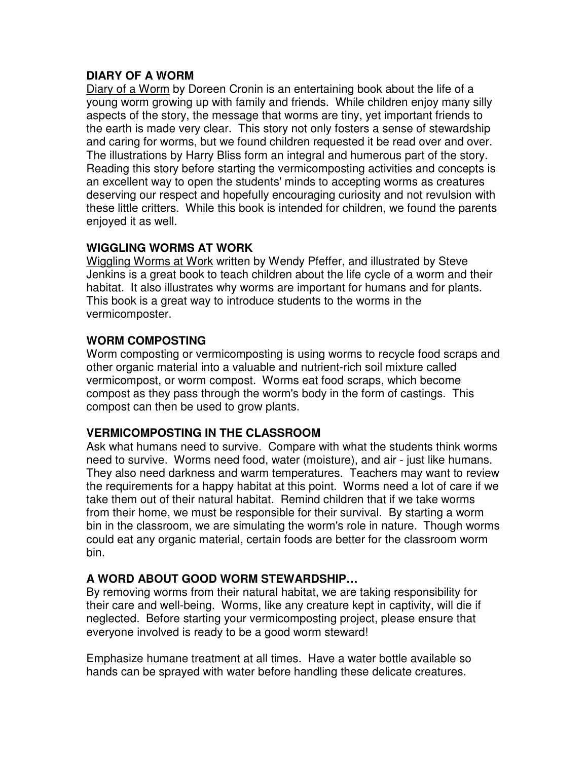### DIARY OF A WORM

Diary of a Worm by Doreen Cronin is an entertaining book about the life of a young worm growing up with family and friends. While children enjoy many silly aspects of the story, the message that worms are tiny, yet important friends to the earth is made very clear. This story not only fosters a sense of stewardship and caring for worms, but we found children requested it be read over and over. The illustrations by Harry Bliss form an integral and humerous part of the story. Reading this story before starting the vermicomposting activities and concepts is an excellent way to open the students' minds to accepting worms as creatures deserving our respect and hopefully encouraging curiosity and not revulsion with these little critters. While this book is intended for children, we found the parents enjoyed it as well.

### WIGGLING WORMS AT WORK

Wiggling Worms at Work written by Wendy Pfeffer, and illustrated by Steve Jenkins is a great book to teach children about the life cycle of a worm and their habitat. It also illustrates why worms are important for humans and for plants. This book is a great way to introduce students to the worms in the vermicomposter.

### WORM COMPOSTING

Worm composting or vermicomposting is using worms to recycle food scraps and other organic material into a valuable and nutrient-rich soil mixture called vermicompost, or worm compost. Worms eat food scraps, which become compost as they pass through the worm's body in the form of castings. This compost can then be used to grow plants.

### VERMICOMPOSTING IN THE CLASSROOM

Ask what humans need to survive. Compare with what the students think worms need to survive. Worms need food, water (moisture), and air - just like humans. They also need darkness and warm temperatures. Teachers may want to review the requirements for a happy habitat at this point. Worms need a lot of care if we take them out of their natural habitat. Remind children that if we take worms from their home, we must be responsible for their survival. By starting a worm bin in the classroom, we are simulating the worm's role in nature. Though worms could eat any organic material, certain foods are better for the classroom worm bin.

### A WORD ABOUT GOOD WORM STEWARDSHIP…

By removing worms from their natural habitat, we are taking responsibility for their care and well-being. Worms, like any creature kept in captivity, will die if neglected. Before starting your vermicomposting project, please ensure that everyone involved is ready to be a good worm steward!

Emphasize humane treatment at all times. Have a water bottle available so hands can be sprayed with water before handling these delicate creatures.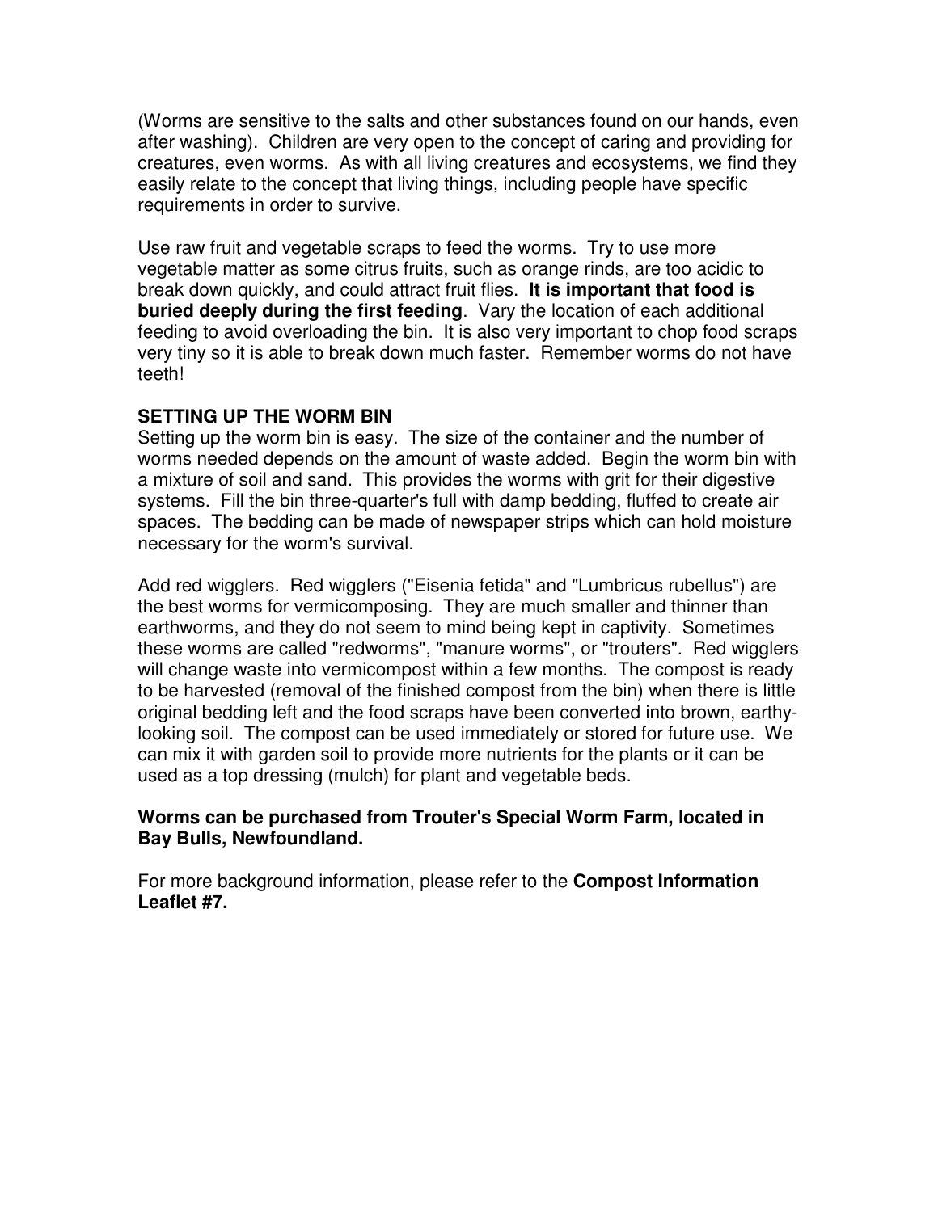(Worms are sensitive to the salts and other substances found on our hands, even after washing). Children are very open to the concept of caring and providing for creatures, even worms. As with all living creatures and ecosystems, we find they easily relate to the concept that living things, including people have specific requirements in order to survive.

Use raw fruit and vegetable scraps to feed the worms. Try to use more vegetable matter as some citrus fruits, such as orange rinds, are too acidic to break down quickly, and could attract fruit flies. **It is important that food is buried deeply during the first feeding**. Vary the location of each additional feeding to avoid overloading the bin. It is also very important to chop food scraps very tiny so it is able to break down much faster. Remember worms do not have teeth!

**SETTING UP THE WORM BIN**

Setting up the worm bin is easy. The size of the container and the number of worms needed depends on the amount of waste added. Begin the worm bin with a mixture of soil and sand. This provides the worms with grit for their digestive systems. Fill the bin three-quarter's full with damp bedding, fluffed to create air spaces. The bedding can be made of newspaper strips which can hold moisture necessary for the worm's survival.

Add red wigglers. Red wigglers ("Eisenia fetida" and "Lumbricus rubellus") are the best worms for vermicomposing. They are much smaller and thinner than earthworms, and they do not seem to mind being kept in captivity. Sometimes these worms are called "redworms", "manure worms", or "trouters". Red wigglers will change waste into vermicompost within a few months. The compost is ready to be harvested (removal of the finished compost from the bin) when there is little original bedding left and the food scraps have been converted into brown, earthy-looking soil. The compost can be used immediately or stored for future use. We can mix it with garden soil to provide more nutrients for the plants or it can be used as a top dressing (mulch) for plant and vegetable beds.

**Worms can be purchased from Trouter's Special Worm Farm, located in Bay Bulls, Newfoundland.**

For more background information, please refer to the **Compost Information Leaflet #7.**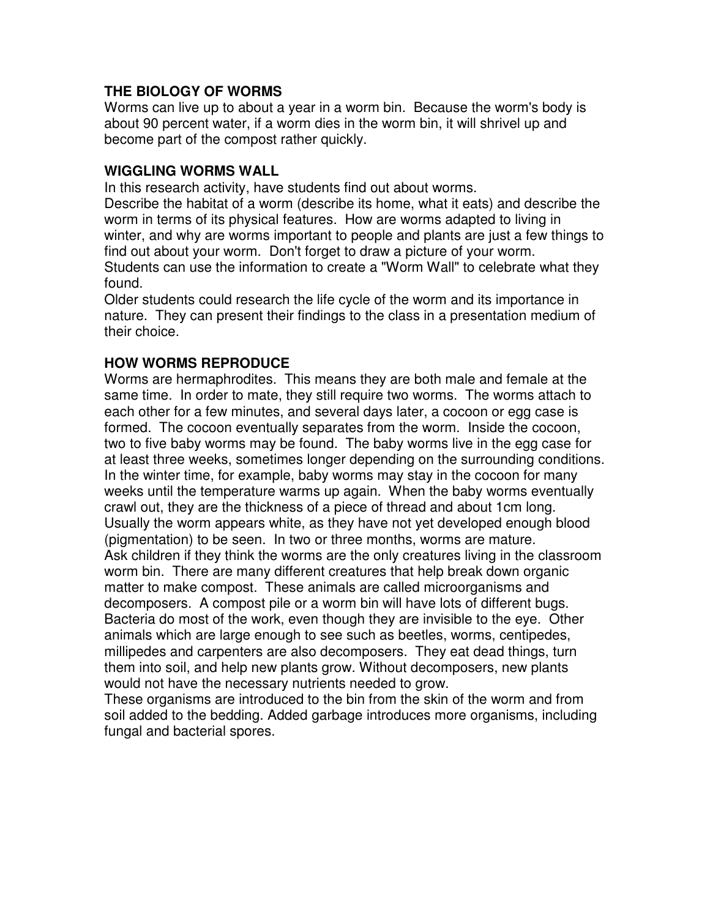## THE BIOLOGY OF WORMS

Worms can live up to about a year in a worm bin. Because the worm's body is about 90 percent water, if a worm dies in the worm bin, it will shrivel up and become part of the compost rather quickly.

## WIGGLING WORMS WALL

In this research activity, have students find out about worms.

Describe the habitat of a worm (describe its home, what it eats) and describe the worm in terms of its physical features. How are worms adapted to living in winter, and why are worms important to people and plants are just a few things to find out about your worm. Don't forget to draw a picture of your worm.

Students can use the information to create a "Worm Wall" to celebrate what they found.

Older students could research the life cycle of the worm and its importance in nature. They can present their findings to the class in a presentation medium of their choice.

## HOW WORMS REPRODUCE

Worms are hermaphrodites. This means they are both male and female at the same time. In order to mate, they still require two worms. The worms attach to each other for a few minutes, and several days later, a cocoon or egg case is formed. The cocoon eventually separates from the worm. Inside the cocoon, two to five baby worms may be found. The baby worms live in the egg case for at least three weeks, sometimes longer depending on the surrounding conditions. In the winter time, for example, baby worms may stay in the cocoon for many weeks until the temperature warms up again. When the baby worms eventually crawl out, they are the thickness of a piece of thread and about 1cm long. Usually the worm appears white, as they have not yet developed enough blood (pigmentation) to be seen. In two or three months, worms are mature.

Ask children if they think the worms are the only creatures living in the classroom worm bin. There are many different creatures that help break down organic matter to make compost. These animals are called microorganisms and decomposers. A compost pile or a worm bin will have lots of different bugs. Bacteria do most of the work, even though they are invisible to the eye. Other animals which are large enough to see such as beetles, worms, centipedes, millipedes and carpenters are also decomposers. They eat dead things, turn them into soil, and help new plants grow. Without decomposers, new plants would not have the necessary nutrients needed to grow.

These organisms are introduced to the bin from the skin of the worm and from soil added to the bedding. Added garbage introduces more organisms, including fungal and bacterial spores.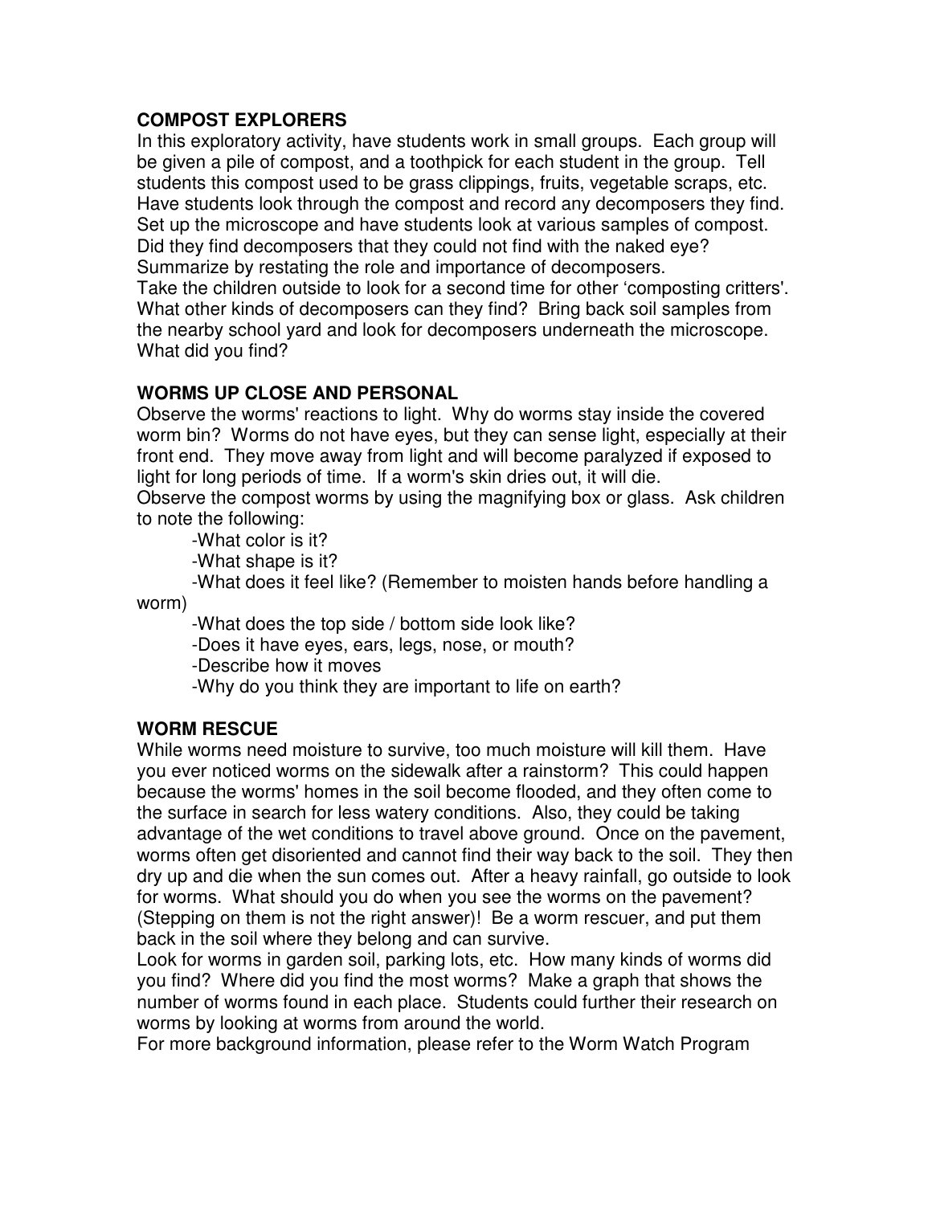## COMPOST EXPLORERS

In this exploratory activity, have students work in small groups. Each group will be given a pile of compost, and a toothpick for each student in the group. Tell students this compost used to be grass clippings, fruits, vegetable scraps, etc. Have students look through the compost and record any decomposers they find. Set up the microscope and have students look at various samples of compost. Did they find decomposers that they could not find with the naked eye? Summarize by restating the role and importance of decomposers.

Take the children outside to look for a second time for other 'composting critters'. What other kinds of decomposers can they find? Bring back soil samples from the nearby school yard and look for decomposers underneath the microscope. What did you find?

## WORMS UP CLOSE AND PERSONAL

Observe the worms' reactions to light. Why do worms stay inside the covered worm bin? Worms do not have eyes, but they can sense light, especially at their front end. They move away from light and will become paralyzed if exposed to light for long periods of time. If a worm's skin dries out, it will die.

Observe the compost worms by using the magnifying box or glass. Ask children to note the following:

- What color is it?
- What shape is it?
- What does it feel like? (Remember to moisten hands before handling a worm)
- What does the top side / bottom side look like?
- Does it have eyes, ears, legs, nose, or mouth?
- Describe how it moves
- Why do you think they are important to life on earth?

## WORM RESCUE

While worms need moisture to survive, too much moisture will kill them. Have you ever noticed worms on the sidewalk after a rainstorm? This could happen because the worms' homes in the soil become flooded, and they often come to the surface in search for less watery conditions. Also, they could be taking advantage of the wet conditions to travel above ground. Once on the pavement, worms often get disoriented and cannot find their way back to the soil. They then dry up and die when the sun comes out. After a heavy rainfall, go outside to look for worms. What should you do when you see the worms on the pavement? (Stepping on them is not the right answer)! Be a worm rescuer, and put them back in the soil where they belong and can survive.

Look for worms in garden soil, parking lots, etc. How many kinds of worms did you find? Where did you find the most worms? Make a graph that shows the number of worms found in each place. Students could further their research on worms by looking at worms from around the world.

For more background information, please refer to the Worm Watch Program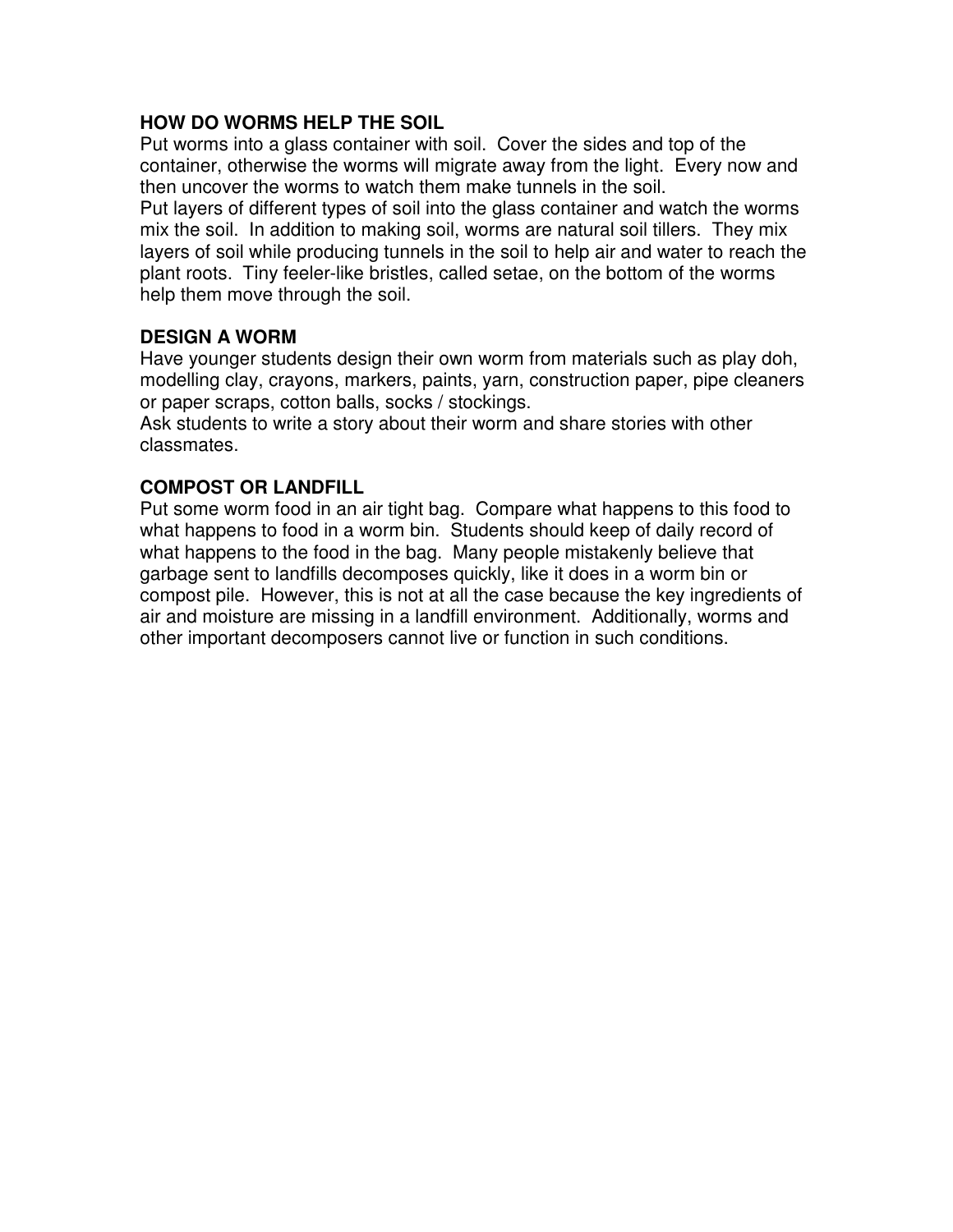## HOW DO WORMS HELP THE SOIL

Put worms into a glass container with soil. Cover the sides and top of the container, otherwise the worms will migrate away from the light. Every now and then uncover the worms to watch them make tunnels in the soil.
Put layers of different types of soil into the glass container and watch the worms mix the soil. In addition to making soil, worms are natural soil tillers. They mix layers of soil while producing tunnels in the soil to help air and water to reach the plant roots. Tiny feeler-like bristles, called setae, on the bottom of the worms help them move through the soil.

## DESIGN A WORM

Have younger students design their own worm from materials such as play doh, modelling clay, crayons, markers, paints, yarn, construction paper, pipe cleaners or paper scraps, cotton balls, socks / stockings.
Ask students to write a story about their worm and share stories with other classmates.

## COMPOST OR LANDFILL

Put some worm food in an air tight bag. Compare what happens to this food to what happens to food in a worm bin. Students should keep of daily record of what happens to the food in the bag. Many people mistakenly believe that garbage sent to landfills decomposes quickly, like it does in a worm bin or compost pile. However, this is not at all the case because the key ingredients of air and moisture are missing in a landfill environment. Additionally, worms and other important decomposers cannot live or function in such conditions.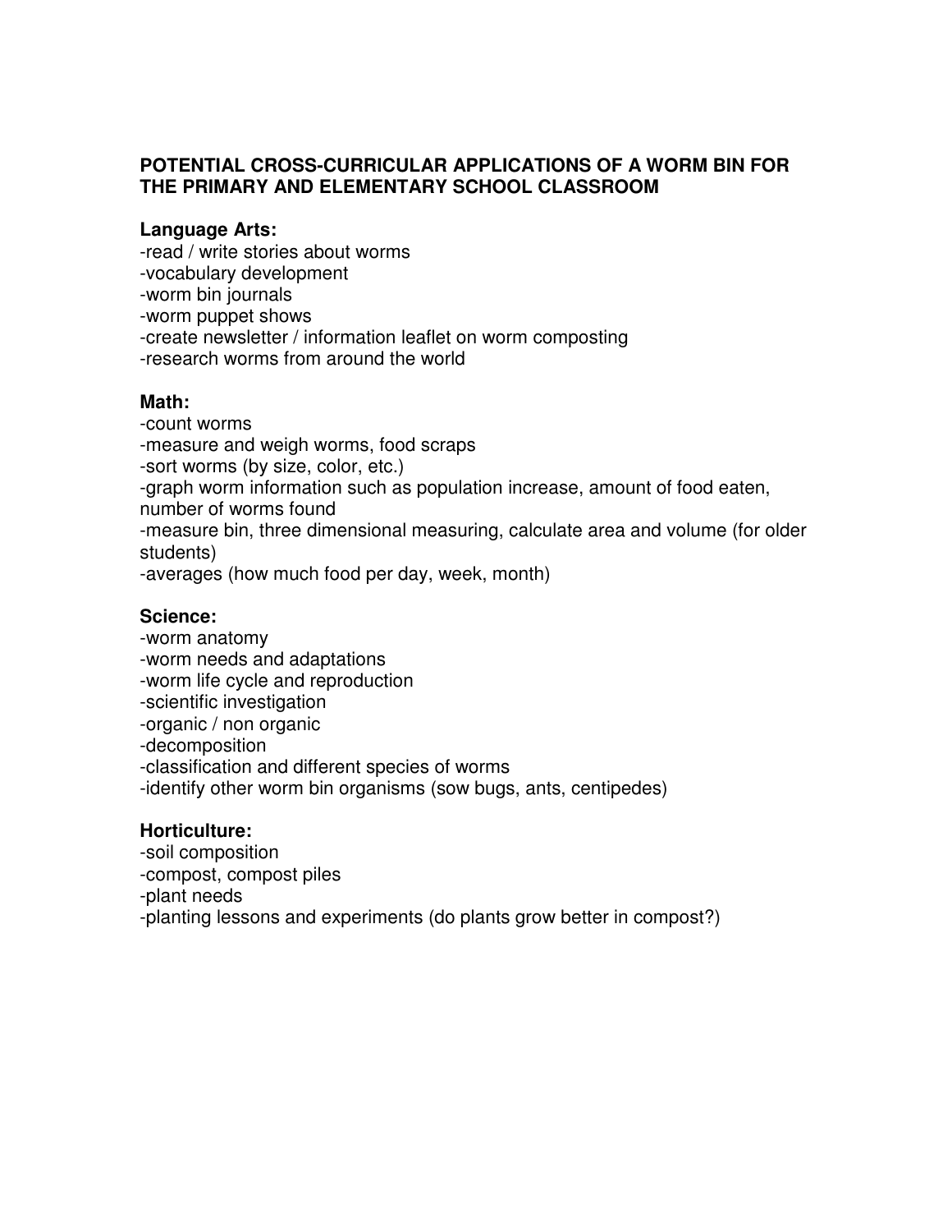## POTENTIAL CROSS-CURRICULAR APPLICATIONS OF A WORM BIN FOR THE PRIMARY AND ELEMENTARY SCHOOL CLASSROOM

### Language Arts:

-read / write stories about worms
-vocabulary development
-worm bin journals
-worm puppet shows
-create newsletter / information leaflet on worm composting
-research worms from around the world

### Math:

-count worms
-measure and weigh worms, food scraps
-sort worms (by size, color, etc.)
-graph worm information such as population increase, amount of food eaten, number of worms found
-measure bin, three dimensional measuring, calculate area and volume (for older students)
-averages (how much food per day, week, month)

### Science:

-worm anatomy
-worm needs and adaptations
-worm life cycle and reproduction
-scientific investigation
-organic / non organic
-decomposition
-classification and different species of worms
-identify other worm bin organisms (sow bugs, ants, centipedes)

### Horticulture:

-soil composition
-compost, compost piles
-plant needs
-planting lessons and experiments (do plants grow better in compost?)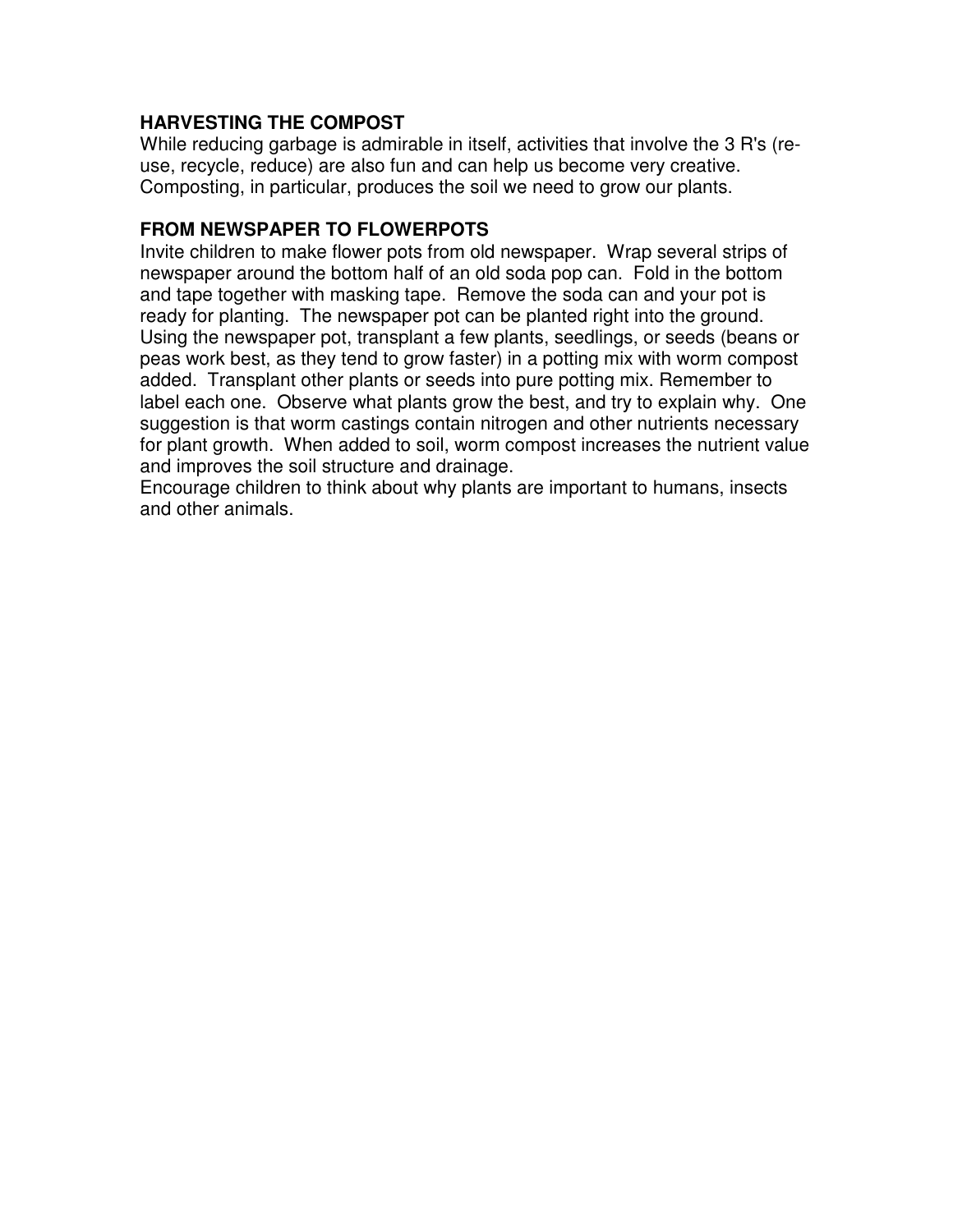## HARVESTING THE COMPOST

While reducing garbage is admirable in itself, activities that involve the 3 R's (re-use, recycle, reduce) are also fun and can help us become very creative. Composting, in particular, produces the soil we need to grow our plants.

## FROM NEWSPAPER TO FLOWERPOTS

Invite children to make flower pots from old newspaper. Wrap several strips of newspaper around the bottom half of an old soda pop can. Fold in the bottom and tape together with masking tape. Remove the soda can and your pot is ready for planting. The newspaper pot can be planted right into the ground. Using the newspaper pot, transplant a few plants, seedlings, or seeds (beans or peas work best, as they tend to grow faster) in a potting mix with worm compost added. Transplant other plants or seeds into pure potting mix. Remember to label each one. Observe what plants grow the best, and try to explain why. One suggestion is that worm castings contain nitrogen and other nutrients necessary for plant growth. When added to soil, worm compost increases the nutrient value and improves the soil structure and drainage.

Encourage children to think about why plants are important to humans, insects and other animals.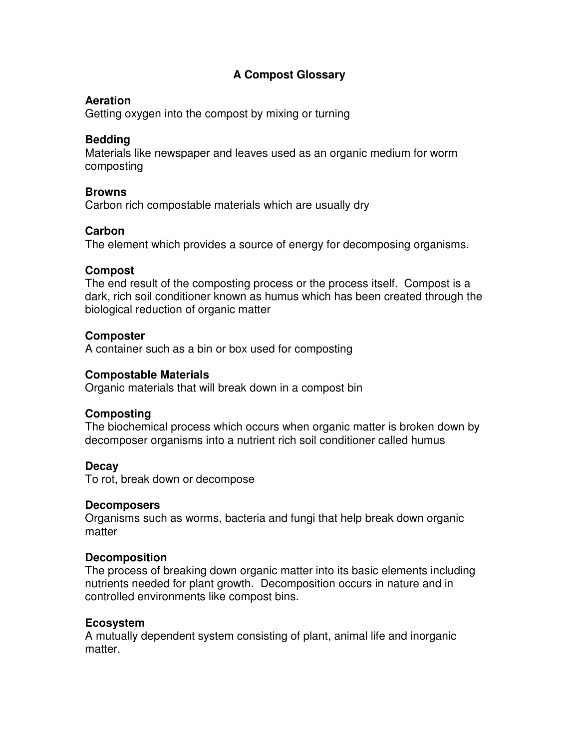# A Compost Glossary

**Aeration**
Getting oxygen into the compost by mixing or turning

**Bedding**
Materials like newspaper and leaves used as an organic medium for worm composting

**Browns**
Carbon rich compostable materials which are usually dry

**Carbon**
The element which provides a source of energy for decomposing organisms.

**Compost**
The end result of the composting process or the process itself. Compost is a dark, rich soil conditioner known as humus which has been created through the biological reduction of organic matter

**Composter**
A container such as a bin or box used for composting

**Compostable Materials**
Organic materials that will break down in a compost bin

**Composting**
The biochemical process which occurs when organic matter is broken down by decomposer organisms into a nutrient rich soil conditioner called humus

**Decay**
To rot, break down or decompose

**Decomposers**
Organisms such as worms, bacteria and fungi that help break down organic matter

**Decomposition**
The process of breaking down organic matter into its basic elements including nutrients needed for plant growth. Decomposition occurs in nature and in controlled environments like compost bins.

**Ecosystem**
A mutually dependent system consisting of plant, animal life and inorganic matter.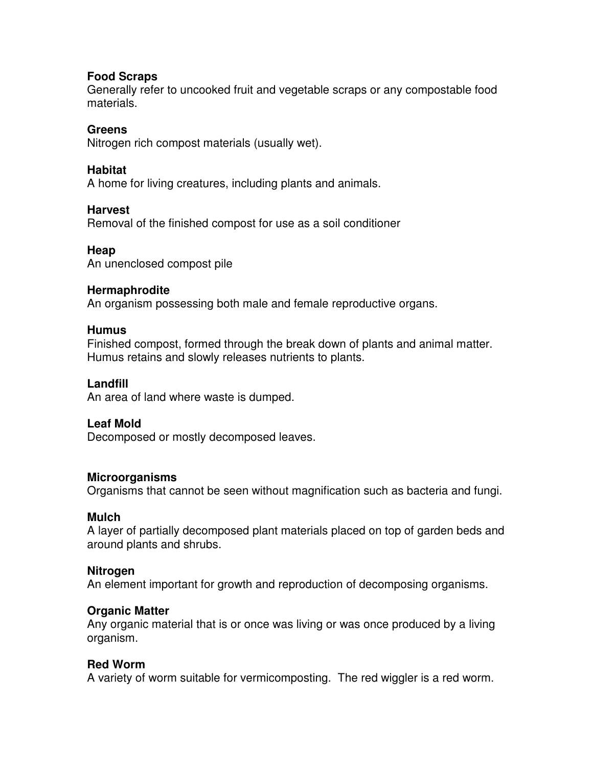**Food Scraps**
Generally refer to uncooked fruit and vegetable scraps or any compostable food materials.

**Greens**
Nitrogen rich compost materials (usually wet).

**Habitat**
A home for living creatures, including plants and animals.

**Harvest**
Removal of the finished compost for use as a soil conditioner

**Heap**
An unenclosed compost pile

**Hermaphrodite**
An organism possessing both male and female reproductive organs.

**Humus**
Finished compost, formed through the break down of plants and animal matter. Humus retains and slowly releases nutrients to plants.

**Landfill**
An area of land where waste is dumped.

**Leaf Mold**
Decomposed or mostly decomposed leaves.

**Microorganisms**
Organisms that cannot be seen without magnification such as bacteria and fungi.

**Mulch**
A layer of partially decomposed plant materials placed on top of garden beds and around plants and shrubs.

**Nitrogen**
An element important for growth and reproduction of decomposing organisms.

**Organic Matter**
Any organic material that is or once was living or was once produced by a living organism.

**Red Worm**
A variety of worm suitable for vermicomposting. The red wiggler is a red worm.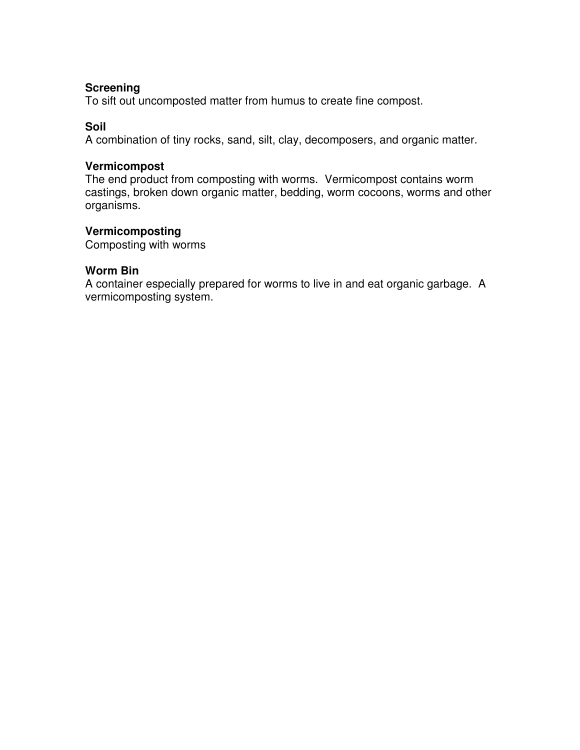**Screening**
To sift out uncomposted matter from humus to create fine compost.

**Soil**
A combination of tiny rocks, sand, silt, clay, decomposers, and organic matter.

**Vermicompost**
The end product from composting with worms. Vermicompost contains worm castings, broken down organic matter, bedding, worm cocoons, worms and other organisms.

**Vermicomposting**
Composting with worms

**Worm Bin**
A container especially prepared for worms to live in and eat organic garbage. A vermicomposting system.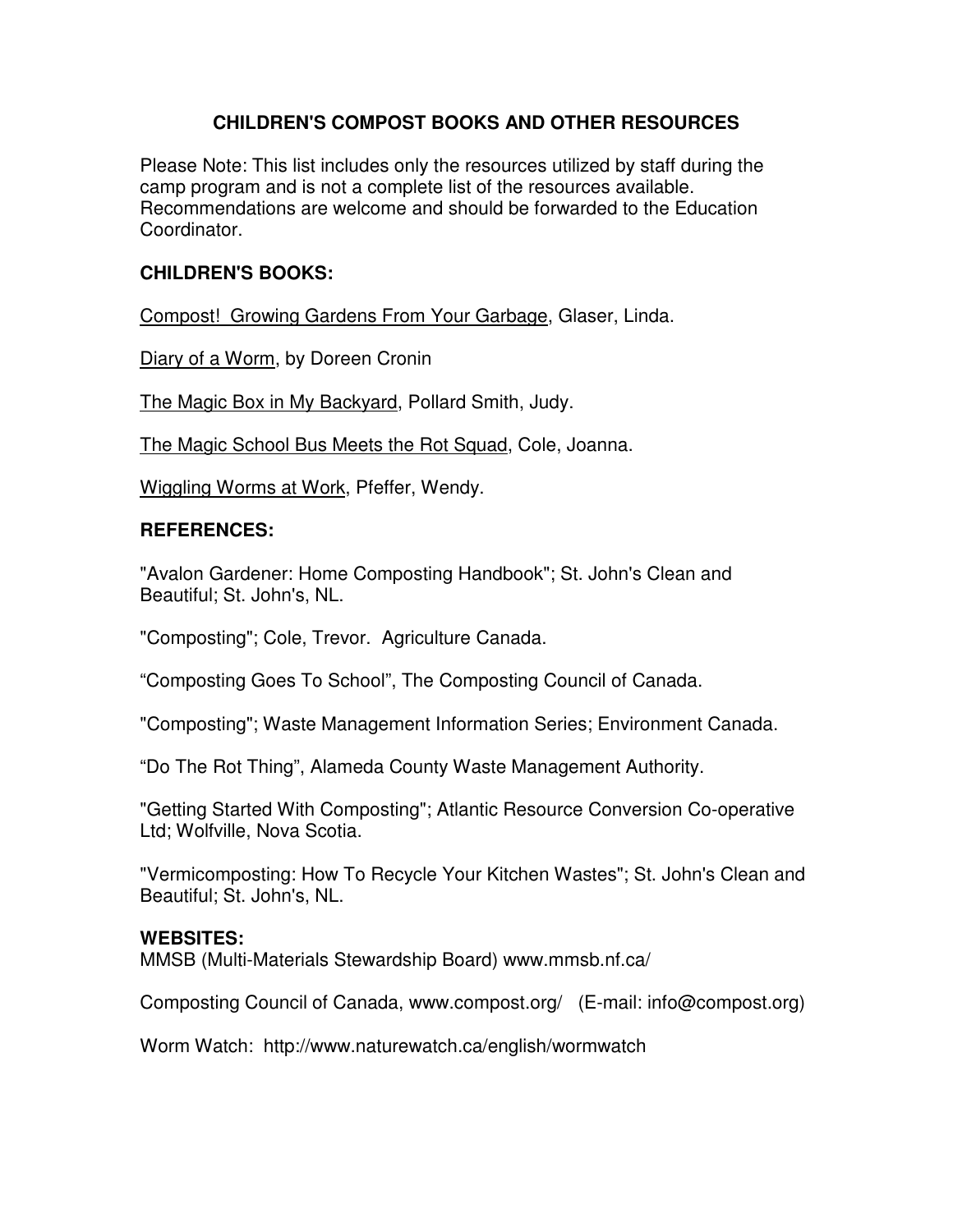# CHILDREN'S COMPOST BOOKS AND OTHER RESOURCES

Please Note: This list includes only the resources utilized by staff during the camp program and is not a complete list of the resources available. Recommendations are welcome and should be forwarded to the Education Coordinator.

## CHILDREN'S BOOKS:

Compost! Growing Gardens From Your Garbage, Glaser, Linda.

Diary of a Worm, by Doreen Cronin

The Magic Box in My Backyard, Pollard Smith, Judy.

The Magic School Bus Meets the Rot Squad, Cole, Joanna.

Wiggling Worms at Work, Pfeffer, Wendy.

## REFERENCES:

"Avalon Gardener: Home Composting Handbook"; St. John's Clean and Beautiful; St. John's, NL.

"Composting"; Cole, Trevor. Agriculture Canada.

"Composting Goes To School", The Composting Council of Canada.

"Composting"; Waste Management Information Series; Environment Canada.

"Do The Rot Thing", Alameda County Waste Management Authority.

"Getting Started With Composting"; Atlantic Resource Conversion Co-operative Ltd; Wolfville, Nova Scotia.

"Vermicomposting: How To Recycle Your Kitchen Wastes"; St. John's Clean and Beautiful; St. John's, NL.

## WEBSITES:

MMSB (Multi-Materials Stewardship Board) www.mmsb.nf.ca/

Composting Council of Canada, www.compost.org/ (E-mail: info@compost.org)

Worm Watch: http://www.naturewatch.ca/english/wormwatch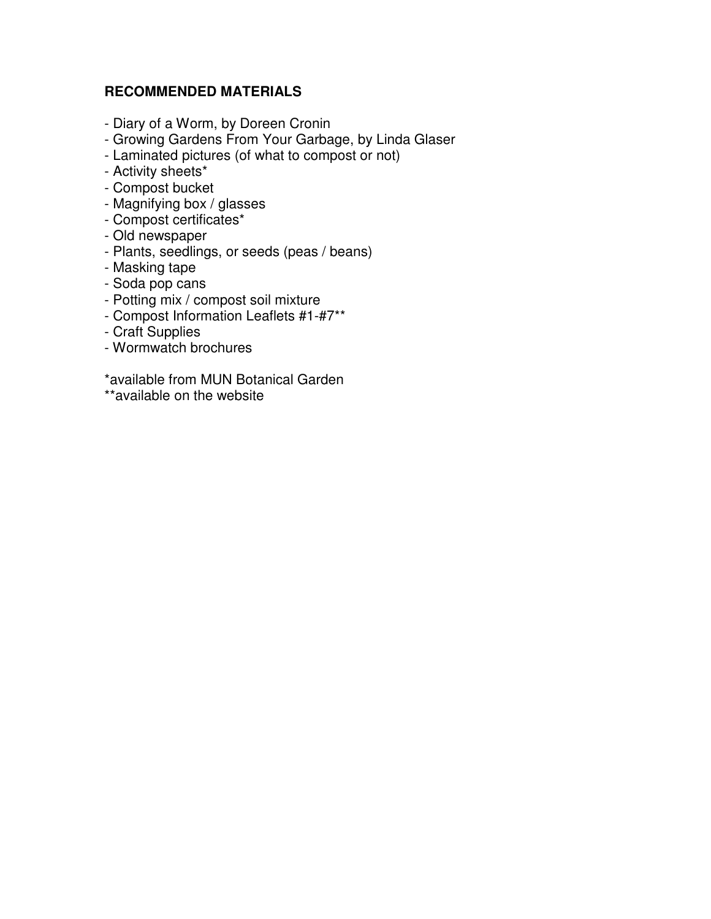**RECOMMENDED MATERIALS**

- Diary of a Worm, by Doreen Cronin
- Growing Gardens From Your Garbage, by Linda Glaser
- Laminated pictures (of what to compost or not)
- Activity sheets*
- Compost bucket
- Magnifying box / glasses
- Compost certificates*
- Old newspaper
- Plants, seedlings, or seeds (peas / beans)
- Masking tape
- Soda pop cans
- Potting mix / compost soil mixture
- Compost Information Leaflets #1-#7**
- Craft Supplies
- Wormwatch brochures

*available from MUN Botanical Garden
**available on the website